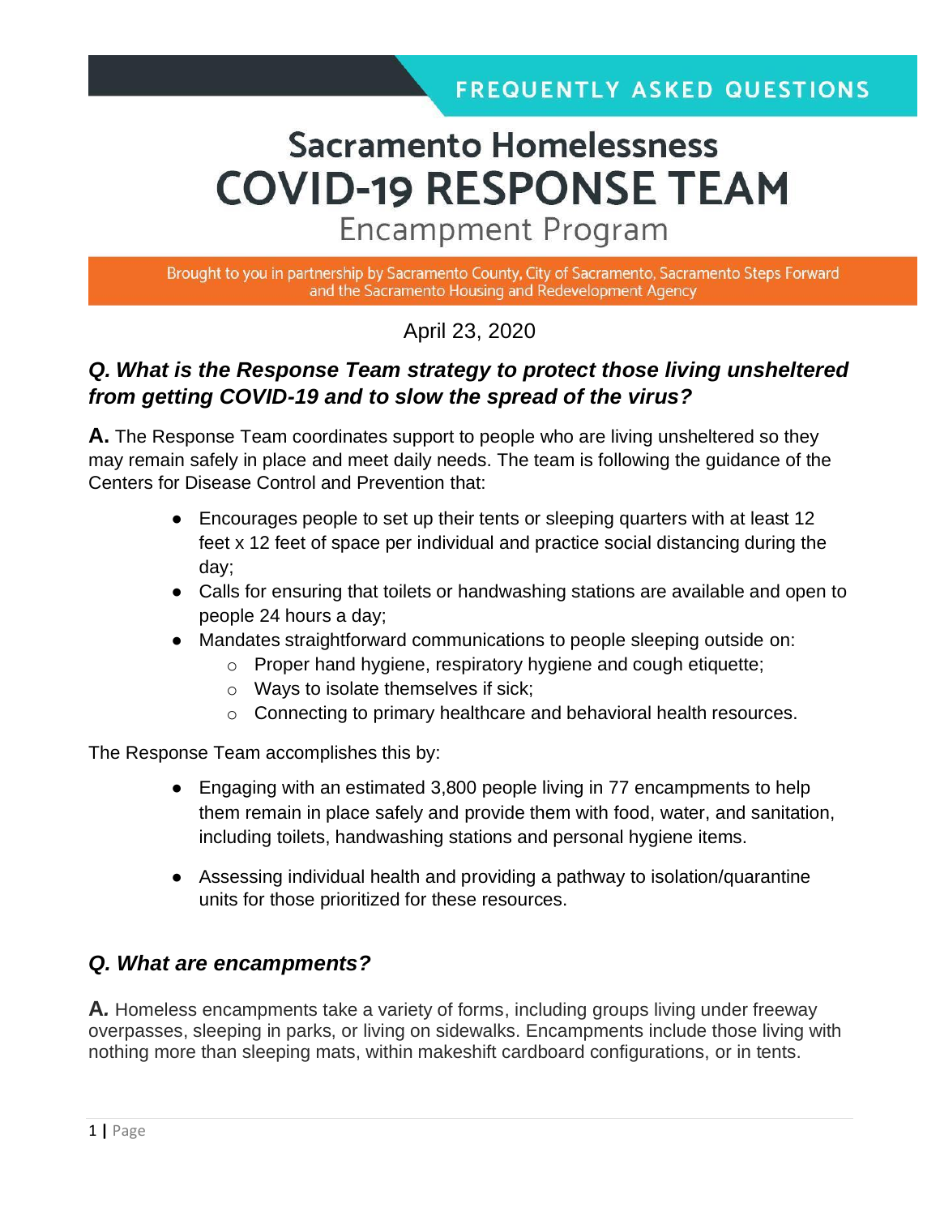FREQUENTLY ASKED QUESTIONS

# Sacramento Homelessness COVID-19 RESPONSE TEAM

## Encampment Program

Brought to you in partnership by Sacramento County, City of Sacramento, Sacramento Steps Forward and the Sacramento Housing and Redevelopment Agency

April 23, 2020

### *Q. What is the Response Team strategy to protect those living unsheltered from getting COVID-19 and to slow the spread of the virus?*

**A.** The Response Team coordinates support to people who are living unsheltered so they may remain safely in place and meet daily needs. The team is following the guidance of the Centers for Disease Control and Prevention that:

- Encourages people to set up their tents or sleeping quarters with at least 12 feet x 12 feet of space per individual and practice social distancing during the day;
- Calls for ensuring that toilets or handwashing stations are available and open to people 24 hours a day;
- Mandates straightforward communications to people sleeping outside on:
  - Proper hand hygiene, respiratory hygiene and cough etiquette;
  - Ways to isolate themselves if sick;
  - Connecting to primary healthcare and behavioral health resources.

The Response Team accomplishes this by:

- Engaging with an estimated 3,800 people living in 77 encampments to help them remain in place safely and provide them with food, water, and sanitation, including toilets, handwashing stations and personal hygiene items.
- Assessing individual health and providing a pathway to isolation/quarantine units for those prioritized for these resources.

### *Q. What are encampments?*

***A.*** Homeless encampments take a variety of forms, including groups living under freeway overpasses, sleeping in parks, or living on sidewalks. Encampments include those living with nothing more than sleeping mats, within makeshift cardboard configurations, or in tents.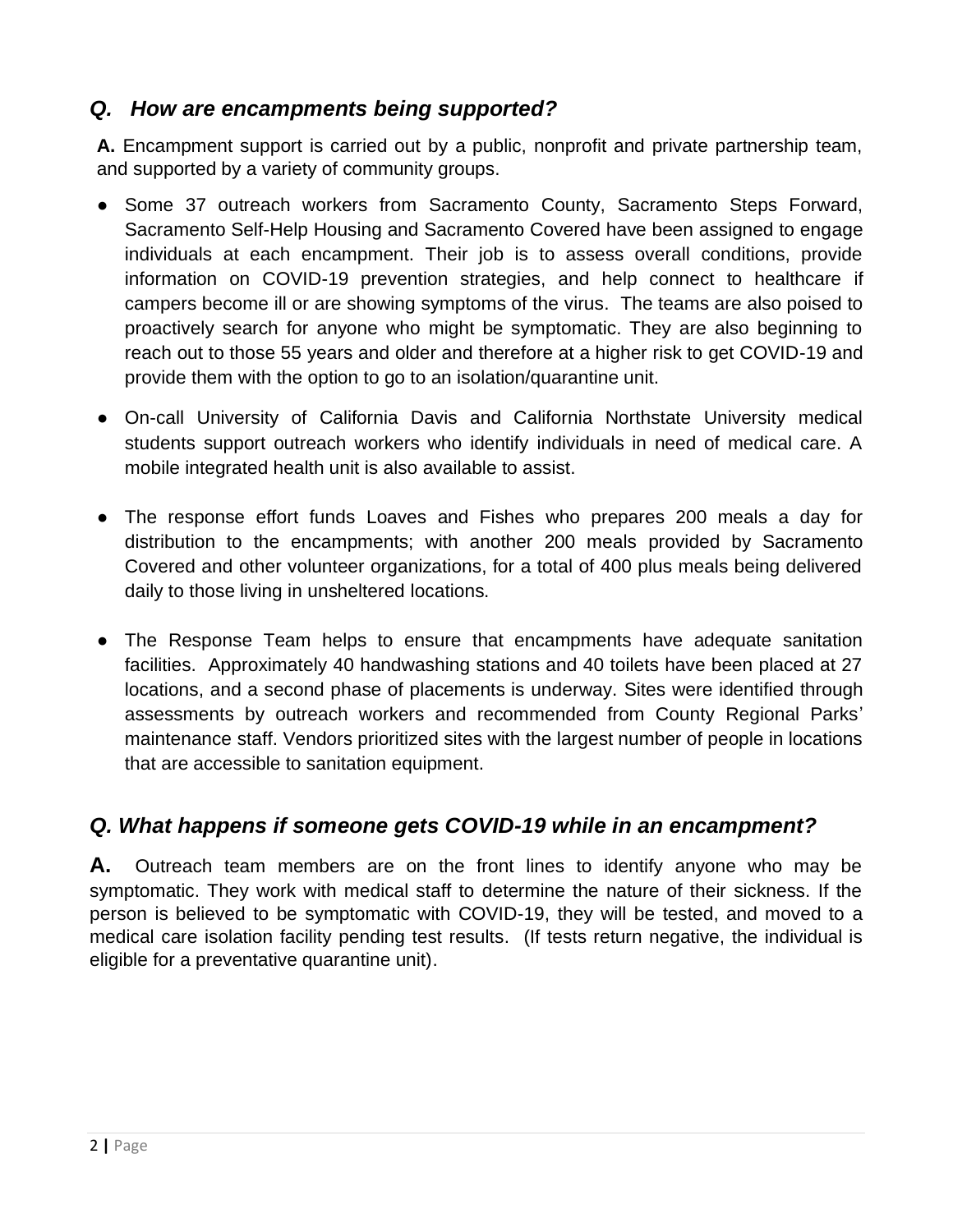## *Q. How are encampments being supported?*

**A.** Encampment support is carried out by a public, nonprofit and private partnership team, and supported by a variety of community groups.

- Some 37 outreach workers from Sacramento County, Sacramento Steps Forward, Sacramento Self-Help Housing and Sacramento Covered have been assigned to engage individuals at each encampment. Their job is to assess overall conditions, provide information on COVID-19 prevention strategies, and help connect to healthcare if campers become ill or are showing symptoms of the virus. The teams are also poised to proactively search for anyone who might be symptomatic. They are also beginning to reach out to those 55 years and older and therefore at a higher risk to get COVID-19 and provide them with the option to go to an isolation/quarantine unit.
- On-call University of California Davis and California Northstate University medical students support outreach workers who identify individuals in need of medical care. A mobile integrated health unit is also available to assist.
- The response effort funds Loaves and Fishes who prepares 200 meals a day for distribution to the encampments; with another 200 meals provided by Sacramento Covered and other volunteer organizations, for a total of 400 plus meals being delivered daily to those living in unsheltered locations.
- The Response Team helps to ensure that encampments have adequate sanitation facilities. Approximately 40 handwashing stations and 40 toilets have been placed at 27 locations, and a second phase of placements is underway. Sites were identified through assessments by outreach workers and recommended from County Regional Parks' maintenance staff. Vendors prioritized sites with the largest number of people in locations that are accessible to sanitation equipment.

## *Q. What happens if someone gets COVID-19 while in an encampment?*

**A.** Outreach team members are on the front lines to identify anyone who may be symptomatic. They work with medical staff to determine the nature of their sickness. If the person is believed to be symptomatic with COVID-19, they will be tested, and moved to a medical care isolation facility pending test results. (If tests return negative, the individual is eligible for a preventative quarantine unit).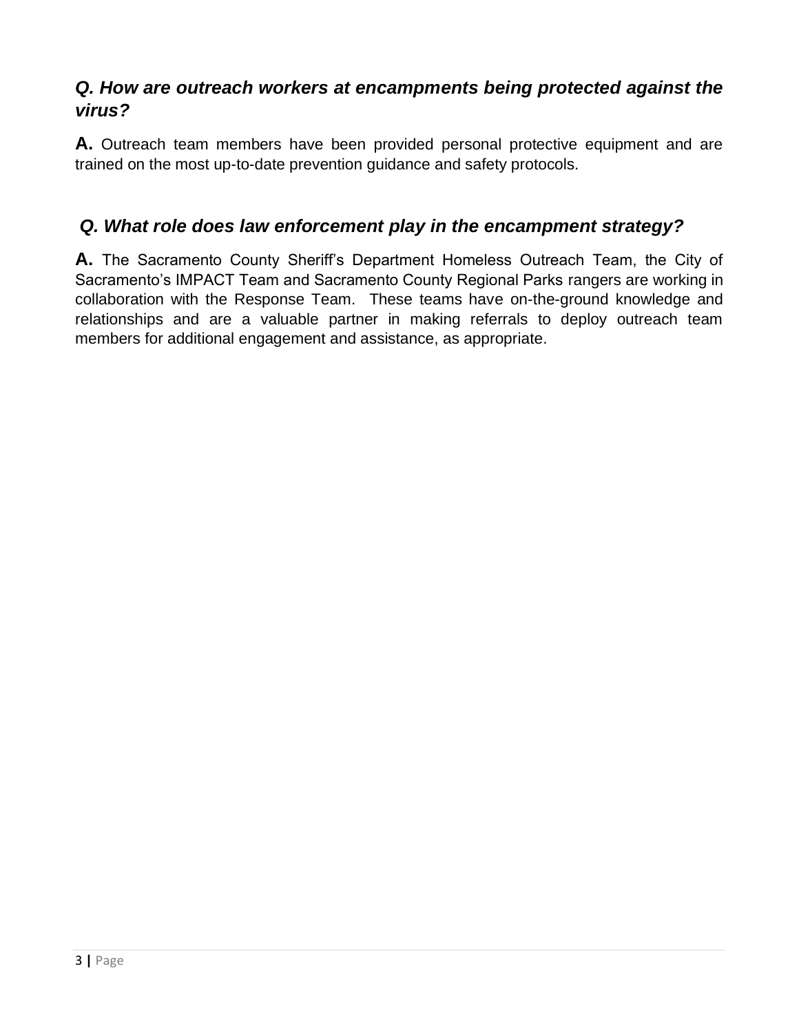### *Q. How are outreach workers at encampments being protected against the virus?*

**A.** Outreach team members have been provided personal protective equipment and are trained on the most up-to-date prevention guidance and safety protocols.

### *Q. What role does law enforcement play in the encampment strategy?*

**A.** The Sacramento County Sheriff's Department Homeless Outreach Team, the City of Sacramento's IMPACT Team and Sacramento County Regional Parks rangers are working in collaboration with the Response Team. These teams have on-the-ground knowledge and relationships and are a valuable partner in making referrals to deploy outreach team members for additional engagement and assistance, as appropriate.